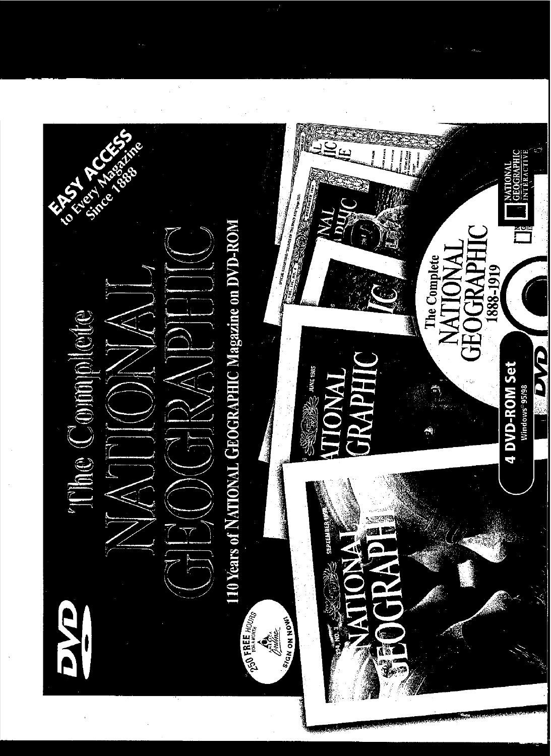# The Complete NATIONAL GEOGRAPHIC

## 110 Years of NATIONAL GEOGRAPHIC Magazine on DVD-ROM

**EASY ACCESS** to Every Magazine Since 1888

DVD

250 FREE HOURS FOR A MONTH

America Online

SIGN ON NOW!

SEPTEMBER

NATIONAL GEOGRAPHIC

JUNE 1985

NATIONAL GEOGRAPHIC

The Complete NATIONAL GEOGRAPHIC 1888-1919

4 DVD-ROM Set

Windows® 95/98

NATIONAL GEOGRAPHIC INTERACTIVE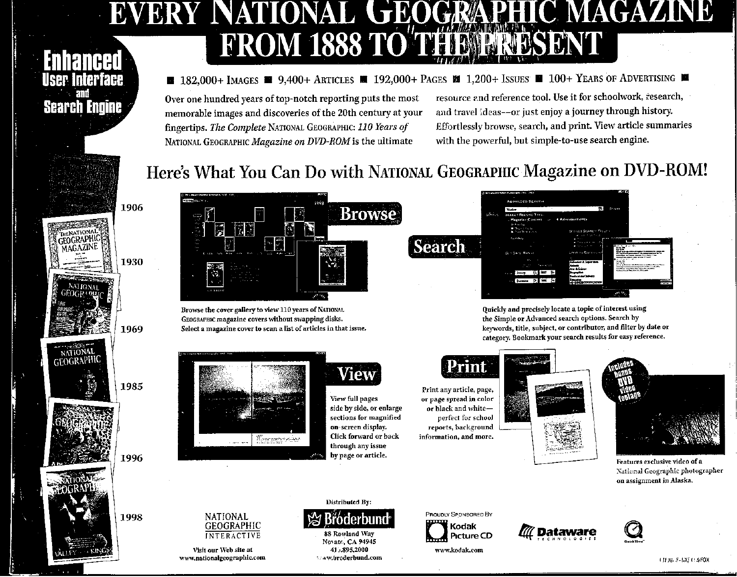# EVERY NATIONAL GEOGRAPHIC MAGAZINE FROM 1888 TO THE PRESENT

**Enhanced User Interface and Search Engine**

■ 182,000+ IMAGES ■ 9,400+ ARTICLES ■ 192,000+ PAGES ■ 1,200+ ISSUES ■ 100+ YEARS OF ADVERTISING ■

Over one hundred years of top-notch reporting puts the most memorable images and discoveries of the 20th century at your fingertips. *The Complete* NATIONAL GEOGRAPHIC: *110 Years of* NATIONAL GEOGRAPHIC *Magazine on DVD-ROM* is the ultimate resource and reference tool. Use it for schoolwork, research, and travel ideas—or just enjoy a journey through history. Effortlessly browse, search, and print. View article summaries with the powerful, but simple-to-use search engine.

1906

1930

1969

1985

1996

1998

## Here's What You Can Do with NATIONAL GEOGRAPHIC Magazine on DVD-ROM!

### Browse

Browse the cover gallery to view 110 years of NATIONAL GEOGRAPHIC magazine covers without swapping disks. Select a magazine cover to scan a list of articles in that issue.

### Search

Quickly and precisely locate a topic of interest using the Simple or Advanced search options. Search by keywords, title, subject, or contributor, and filter by date or category. Bookmark your search results for easy reference.

### View

View full pages side by side, or enlarge sections for magnified on-screen display. Click forward or back through any issue by page or article.

### Print

Print any article, page, or page spread in color or black and white—perfect for school reports, background information, and more.

**Includes bonus DVD video footage**

Features exclusive video of a National Geographic photographer on assignment in Alaska.

NATIONAL GEOGRAPHIC INTERACTIVE

Visit our Web site at www.nationalgeographic.com

Distributed By:

Broderbund®

88 Rowland Way
Novato, CA 94945
415.895.2000
www.broderbund.com

PROUDLY SPONSORED BY

Kodak Picture CD

www.kodak.com

Dataware Technologies

QuickTime™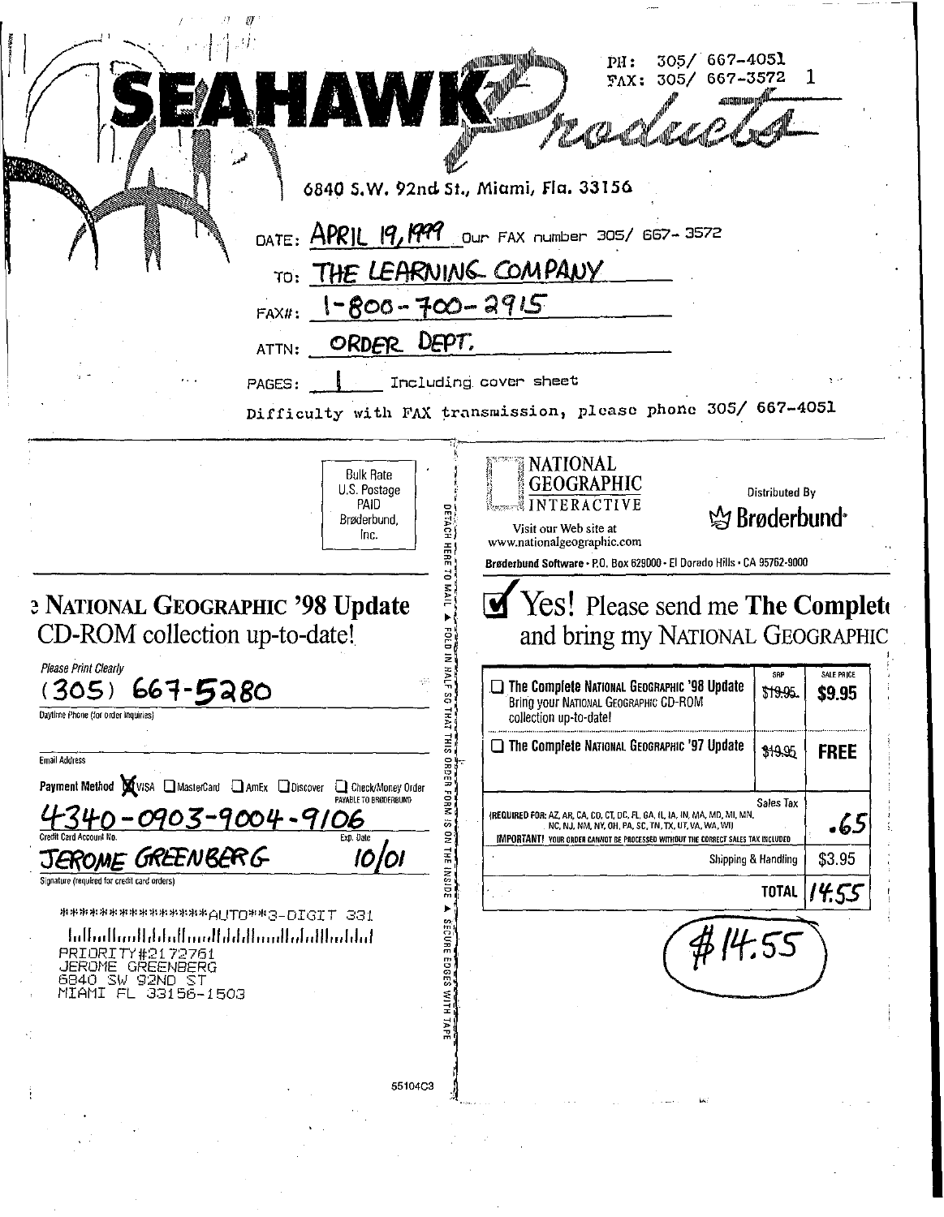# SEAHAWK Products

PH: 305/ 667-4051
FAX: 305/ 667-3572 1

6840 S.W. 92nd St., Miami, Fla. 33156

DATE: APRIL 19, 1999 Our FAX number 305/ 667-3572

TO: THE LEARNING COMPANY

FAX#: 1-800-700-2915

ATTN: ORDER DEPT.

PAGES: 1 Including cover sheet

Difficulty with FAX transmission, please phone 305/ 667-4051

---

Bulk Rate
U.S. Postage
PAID
Brøderbund,
Inc.

DETACH HERE TO MAIL ▲ FOLD IN HALF SO THAT THIS ORDER FORM IS ON THE INSIDE ▲ SECURE EDGES WITH TAPE

NATIONAL GEOGRAPHIC INTERACTIVE

Visit our Web site at
www.nationalgeographic.com

Distributed By
Brøderbund

Brøderbund Software • P.O. Box 629000 • El Dorado Hills • CA 95762-9000

## e NATIONAL GEOGRAPHIC '98 Update CD-ROM collection up-to-date!

## ☑ Yes! Please send me The Complet and bring my NATIONAL GEOGRAPHIC

Please Print Clearly

(305) 667-5280

Daytime Phone (for order inquiries)

Email Address

Payment Method ☒ VISA ☐ MasterCard ☐ AmEx ☐ Discover ☐ Check/Money Order PAYABLE TO BRØDERBUND

4340-0903-9004-9106

Credit Card Account No. Exp. Date 10/01

JEROME GREENBERG

Signature (required for credit card orders)

| | SRP | SALE PRICE |
|---|---|---|
| ☐ The Complete NATIONAL GEOGRAPHIC '98 Update Bring your NATIONAL GEOGRAPHIC CD-ROM collection up-to-date! | ~~$19.95~~ | $9.95 |
| ☐ The Complete NATIONAL GEOGRAPHIC '97 Update | ~~$19.95~~ | FREE |
| Sales Tax (REQUIRED FOR: AZ, AR, CA, CO, CT, DC, FL, GA, IL, IA, IN, MA, MD, MI, MN, NC, NJ, NM, NY, OH, PA, SC, TN, TX, UT, VA, WA, WI) IMPORTANT! YOUR ORDER CANNOT BE PROCESSED WITHOUT THE CORRECT SALES TAX INCLUDED | | .65 |
| Shipping & Handling | | $3.95 |
| TOTAL | | 14.55 |

$14.55

****************AUTO**3-DIGIT 331
PRIORITY#2172761
JEROME GREENBERG
6840 SW 92ND ST
MIAMI FL 33156-1503

55104C3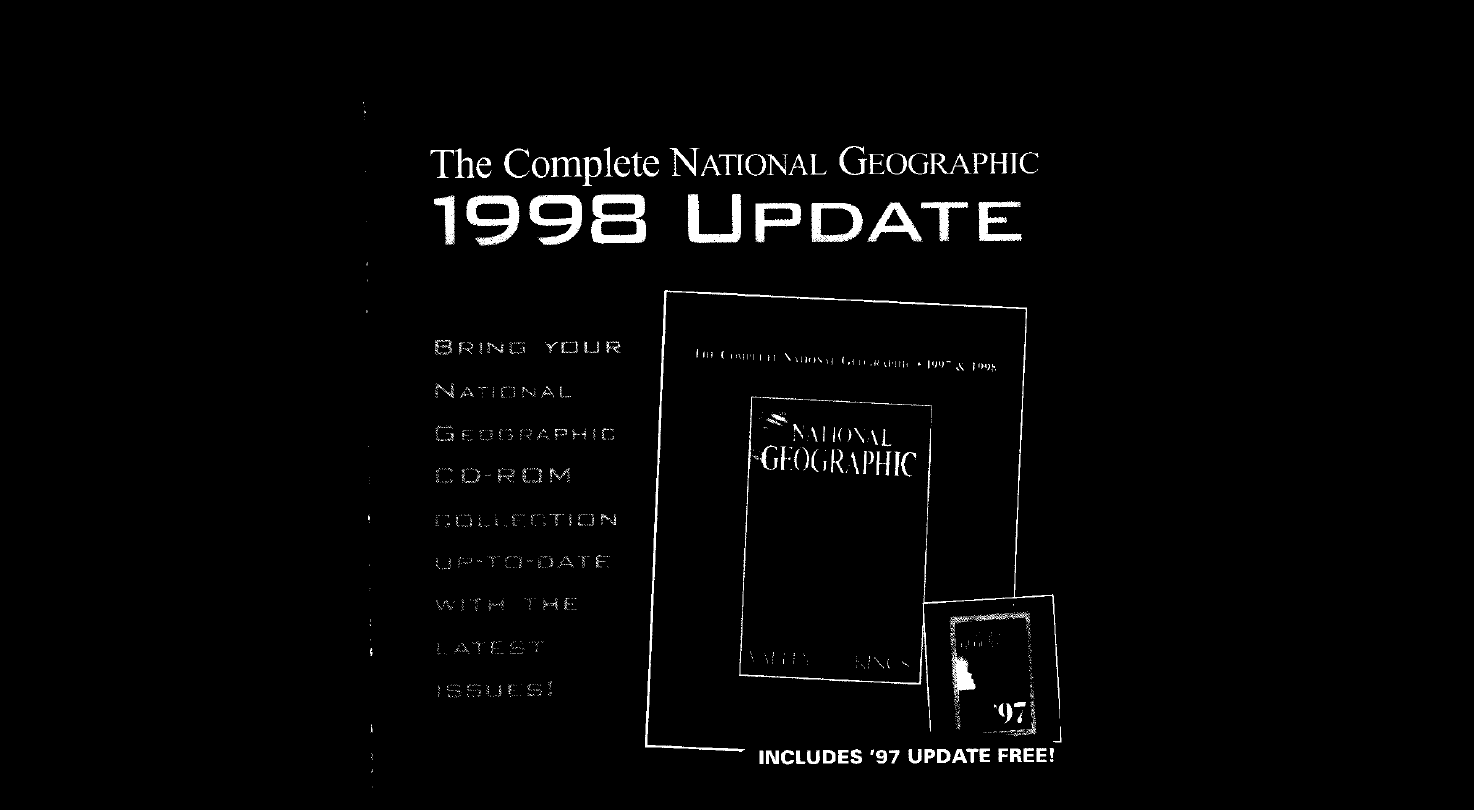# The Complete National Geographic
# 1998 Update

Bring your National Geographic CD-ROM collection up-to-date with the latest issues!

The Complete National Geographic • 1997 & 1998

**INCLUDES '97 UPDATE FREE!**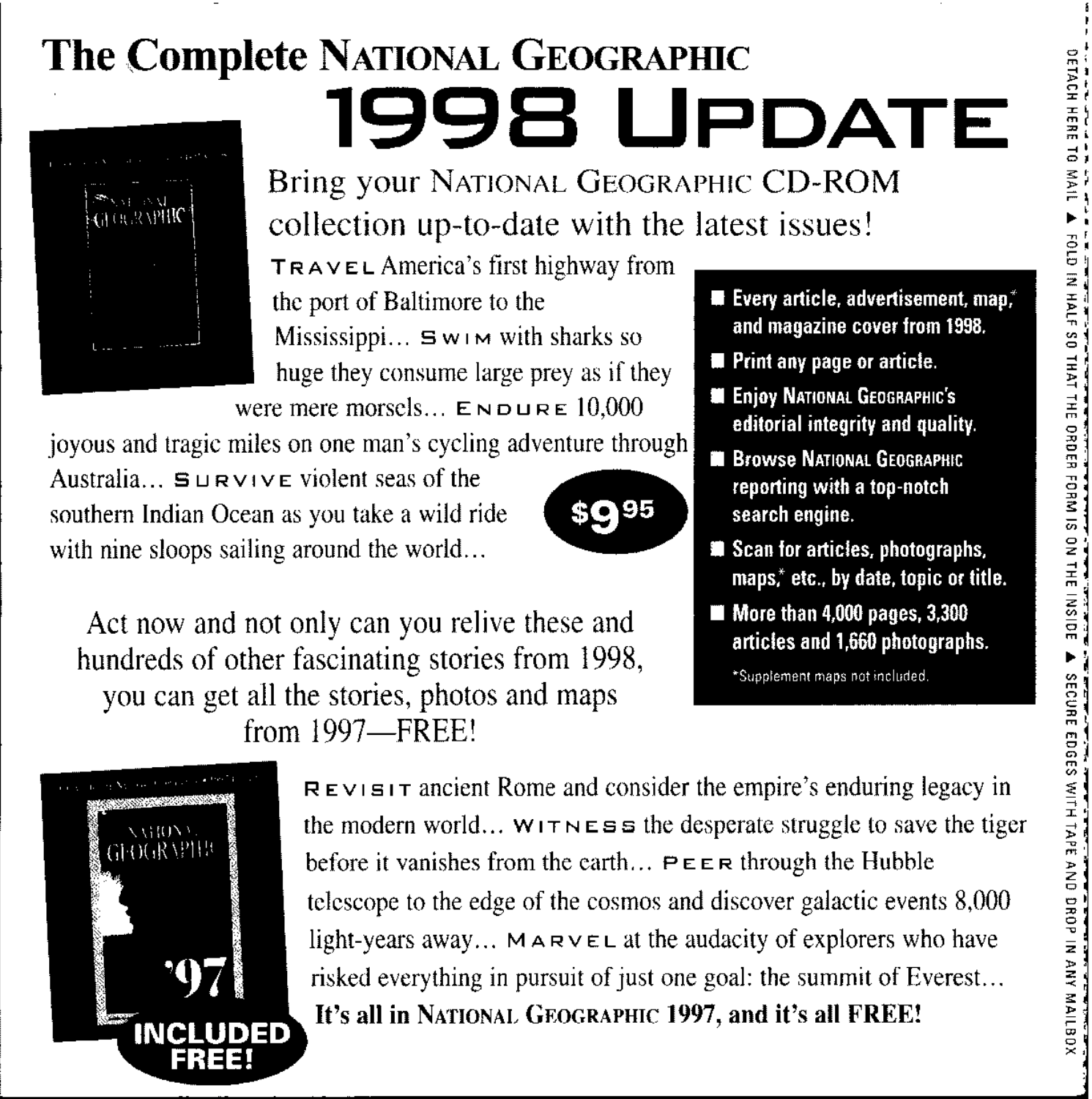# The Complete National Geographic

# 1998 Update

## Bring your National Geographic CD-ROM collection up-to-date with the latest issues!

TRAVEL America's first highway from the port of Baltimore to the Mississippi... SWIM with sharks so huge they consume large prey as if they were mere morsels... ENDURE 10,000 joyous and tragic miles on one man's cycling adventure through Australia... SURVIVE violent seas of the southern Indian Ocean as you take a wild ride with nine sloops sailing around the world...

**$9.95**

- **Every article, advertisement, map,* and magazine cover from 1998.**
- **Print any page or article.**
- **Enjoy National Geographic's editorial integrity and quality.**
- **Browse National Geographic reporting with a top-notch search engine.**
- **Scan for articles, photographs, maps,* etc., by date, topic or title.**
- **More than 4,000 pages, 3,300 articles and 1,660 photographs.**

*Supplement maps not included.

Act now and not only can you relive these and hundreds of other fascinating stories from 1998, you can get all the stories, photos and maps from 1997—FREE!

'97 **INCLUDED FREE!**

REVISIT ancient Rome and consider the empire's enduring legacy in the modern world... WITNESS the desperate struggle to save the tiger before it vanishes from the earth... PEER through the Hubble telescope to the edge of the cosmos and discover galactic events 8,000 light-years away... MARVEL at the audacity of explorers who have risked everything in pursuit of just one goal: the summit of Everest... **It's all in National Geographic 1997, and it's all FREE!**

DETACH HERE TO MAIL ▲ FOLD IN HALF SO THAT THE ORDER FORM IS ON THE INSIDE ▲ SECURE EDGES WITH TAPE AND DROP IN ANY MAILBOX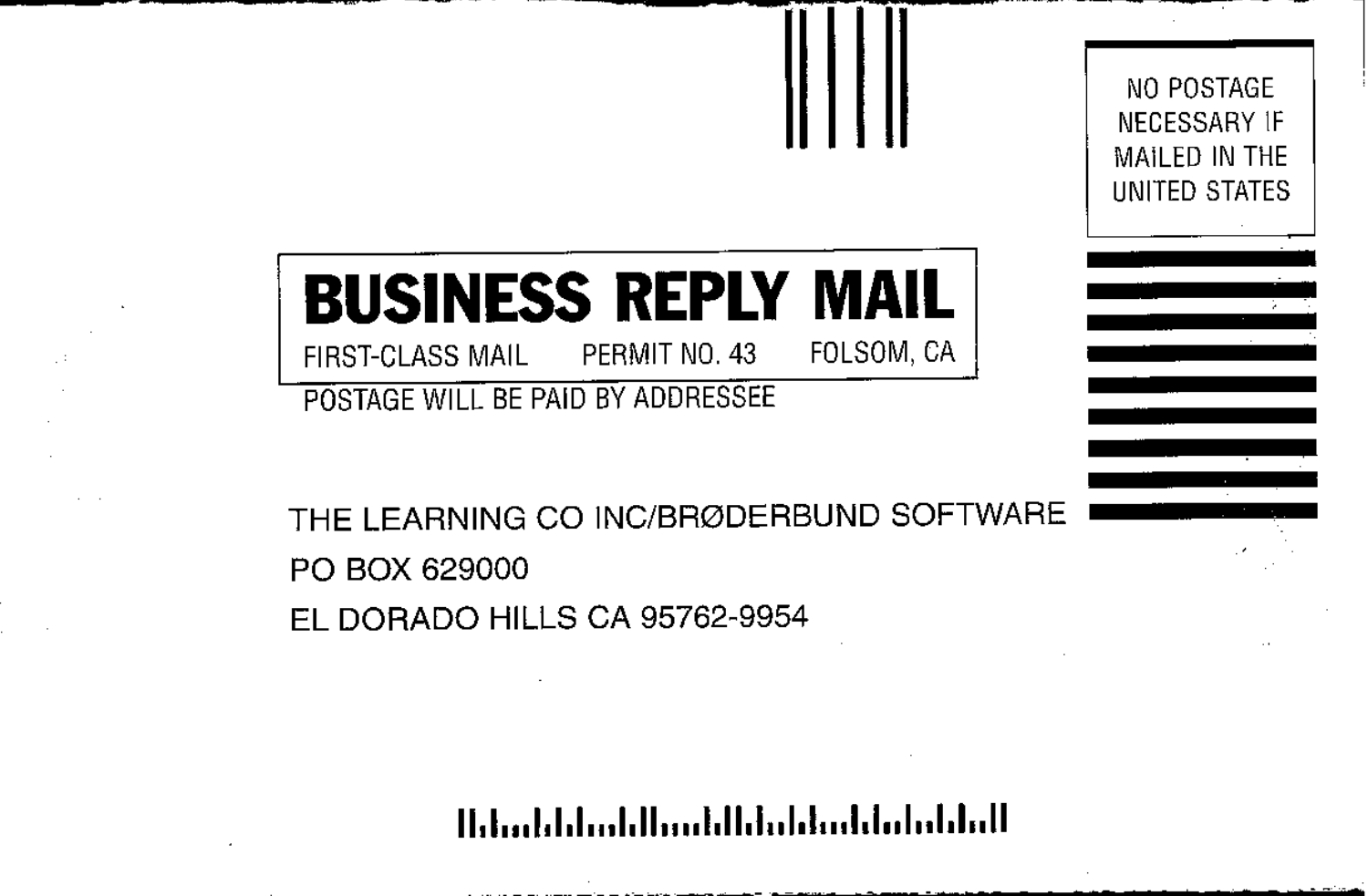NO POSTAGE NECESSARY IF MAILED IN THE UNITED STATES

# BUSINESS REPLY MAIL

FIRST-CLASS MAIL PERMIT NO. 43 FOLSOM, CA

POSTAGE WILL BE PAID BY ADDRESSEE

THE LEARNING CO INC/BRØDERBUND SOFTWARE
PO BOX 629000
EL DORADO HILLS CA 95762-9954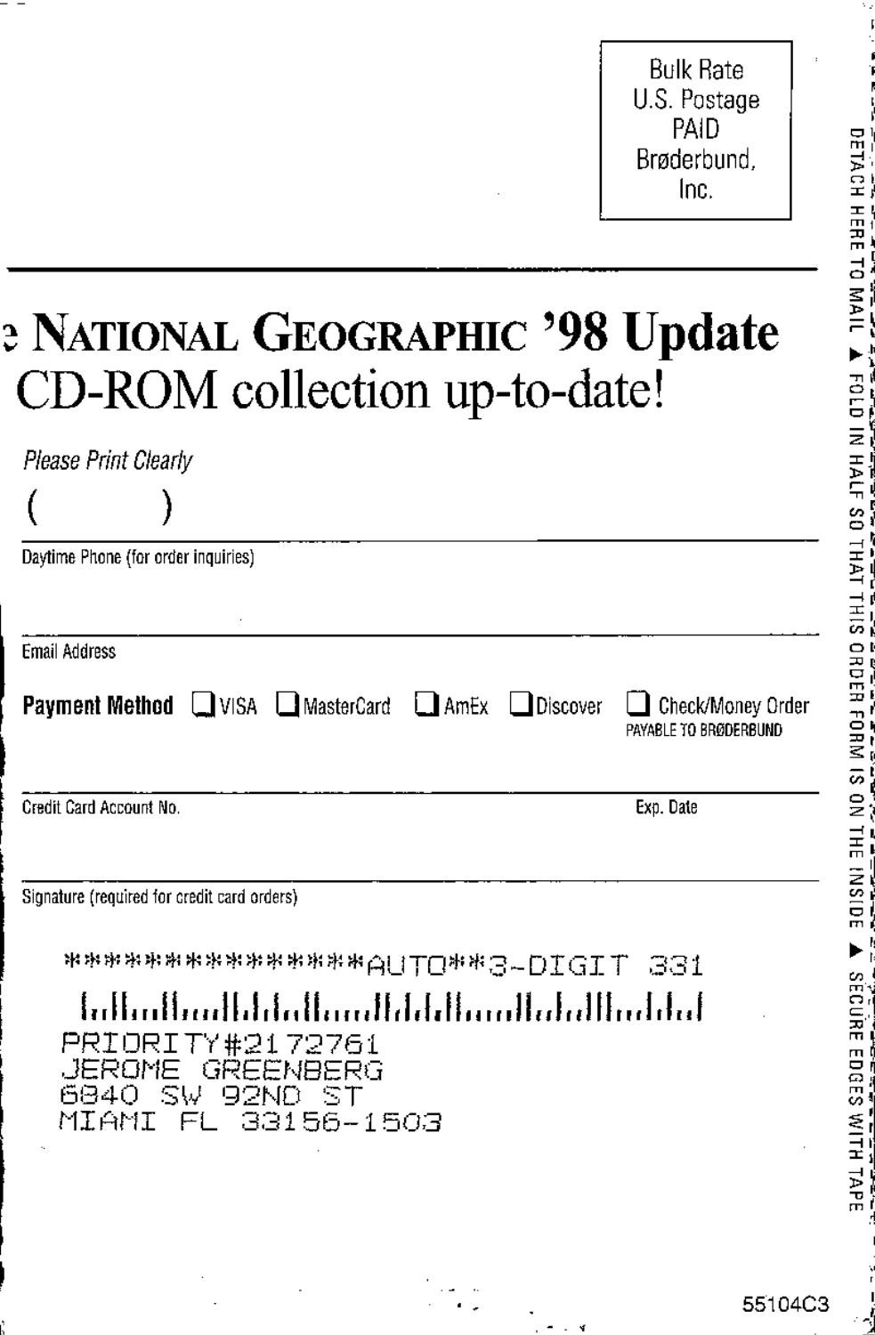Bulk Rate
U.S. Postage
PAID
Brøderbund,
Inc.

DETACH HERE TO MAIL ▲ FOLD IN HALF SO THAT THIS ORDER FORM IS ON THE INSIDE ▲ SECURE EDGES WITH TAPE

# e NATIONAL GEOGRAPHIC '98 Update

# CD-ROM collection up-to-date!

*Please Print Clearly*

( )

Daytime Phone (for order inquiries)

Email Address

**Payment Method** ☐ VISA ☐ MasterCard ☐ AmEx ☐ Discover ☐ Check/Money Order
PAYABLE TO BRØDERBUND

Credit Card Account No. Exp. Date

Signature (required for credit card orders)

```
****************AUTO**3-DIGIT 331
PRIORITY#2172761
JEROME GREENBERG
6840 SW 92ND ST
MIAMI FL 33156-1503
```

55104C3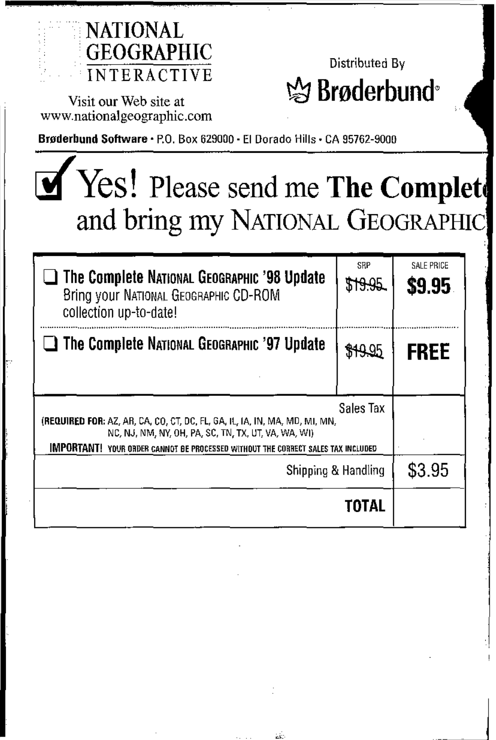NATIONAL GEOGRAPHIC INTERACTIVE

Visit our Web site at www.nationalgeographic.com

Distributed By

**Brøderbund**®

**Brøderbund Software** • P.O. Box 629000 • El Dorado Hills • CA 95762-9000

# ☑ Yes! Please send me **The Complet** and bring my NATIONAL GEOGRAPHIC

| | SRP | SALE PRICE |
|---|---|---|
| ❑ **The Complete NATIONAL GEOGRAPHIC '98 Update** Bring your NATIONAL GEOGRAPHIC CD-ROM collection up-to-date! | ~~$19.95~~ | **$9.95** |
| ❑ **The Complete NATIONAL GEOGRAPHIC '97 Update** | ~~$19.95~~ | **FREE** |
| Sales Tax (**REQUIRED FOR:** AZ, AR, CA, CO, CT, DC, FL, GA, IL, IA, IN, MA, MD, MI, MN, NC, NJ, NM, NY, OH, PA, SC, TN, TX, UT, VA, WA, WI) **IMPORTANT!** YOUR ORDER CANNOT BE PROCESSED WITHOUT THE CORRECT SALES TAX INCLUDED | | |
| Shipping & Handling | | $3.95 |
| **TOTAL** | | |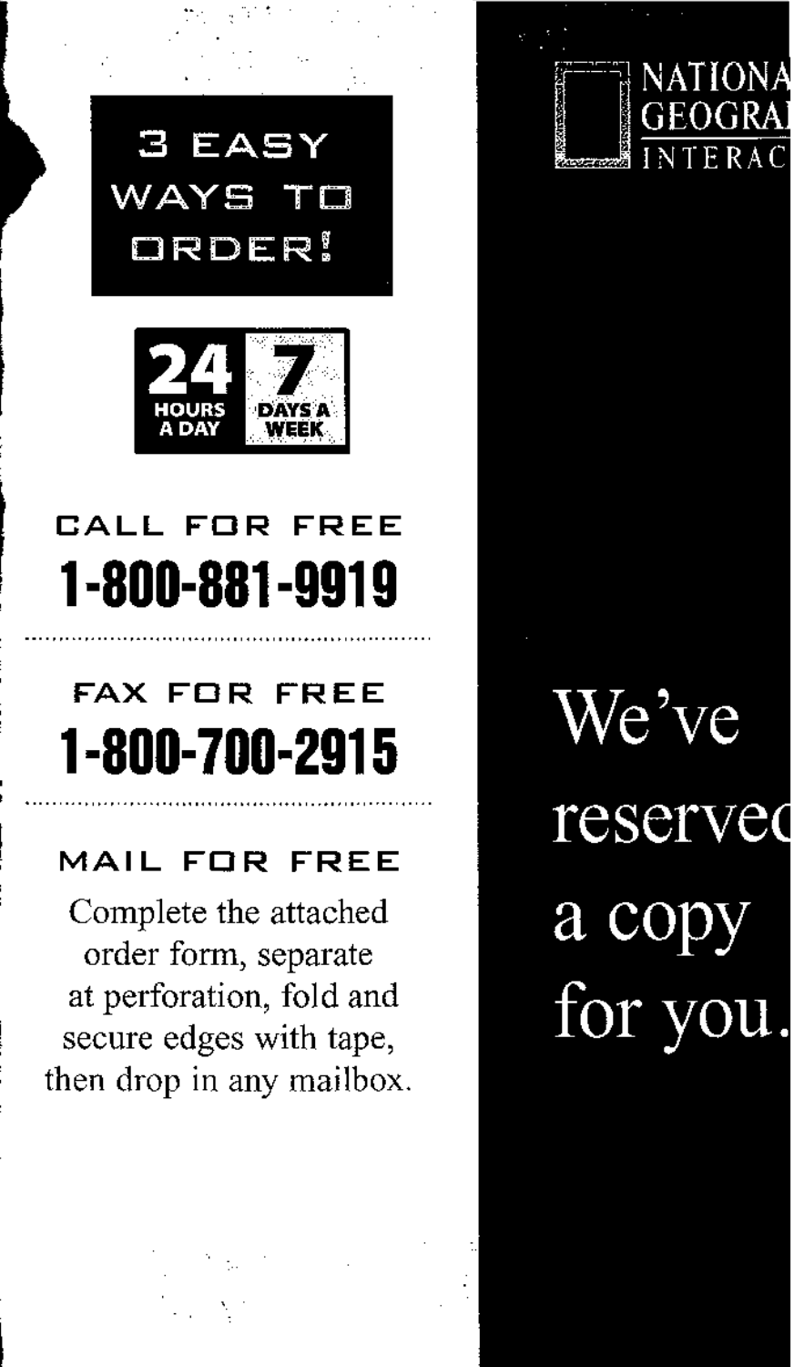# 3 EASY WAYS TO ORDER!

**24** HOURS A DAY **7** DAYS A WEEK

## CALL FOR FREE

**1-800-881-9919**

## FAX FOR FREE

**1-800-700-2915**

## MAIL FOR FREE

Complete the attached order form, separate at perforation, fold and secure edges with tape, then drop in any mailbox.

NATIONA
GEOGRA
INTERAC

We've reservec a copy for you.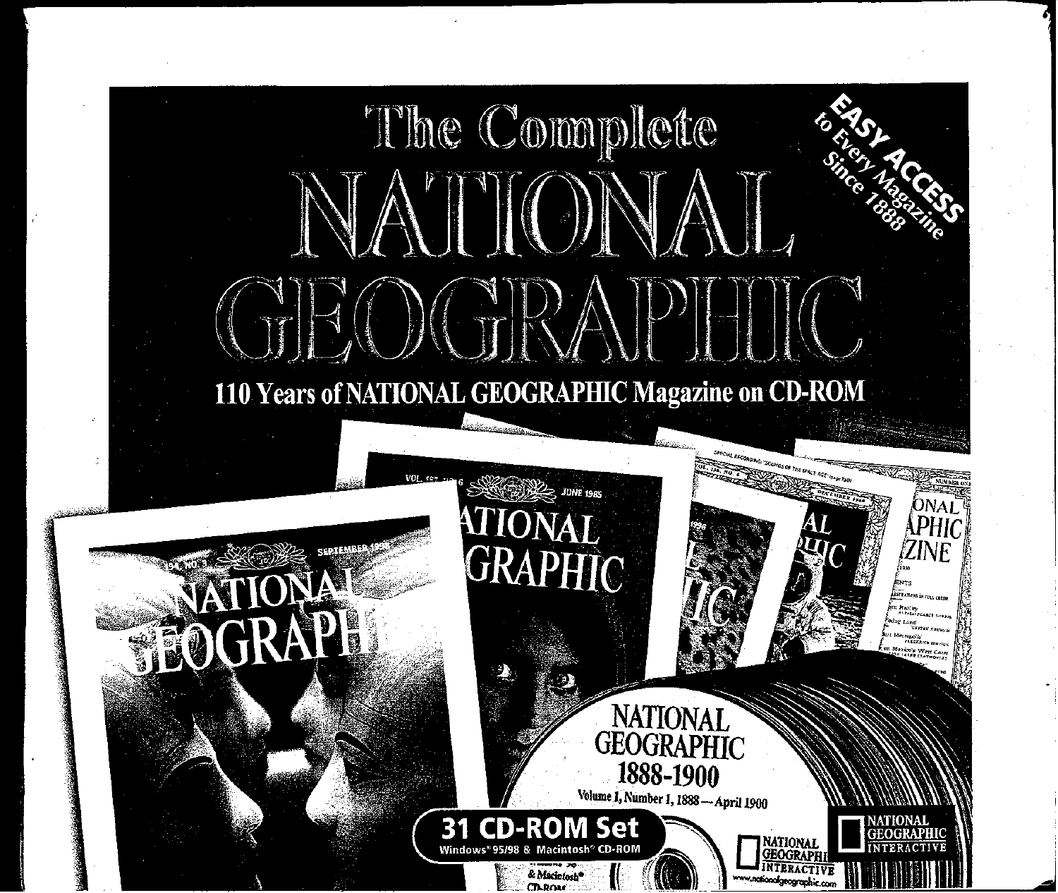# The Complete NATIONAL GEOGRAPHIC

**EASY ACCESS** to Every Magazine Since 1888

## 110 Years of NATIONAL GEOGRAPHIC Magazine on CD-ROM

NATIONAL GEOGRAPHIC 1888-1900

Volume 1, Number 1, 1888 — April 1900

**31 CD-ROM Set**

Windows® 95/98 & Macintosh® CD-ROM

NATIONAL GEOGRAPHIC INTERACTIVE

www.nationalgeographic.com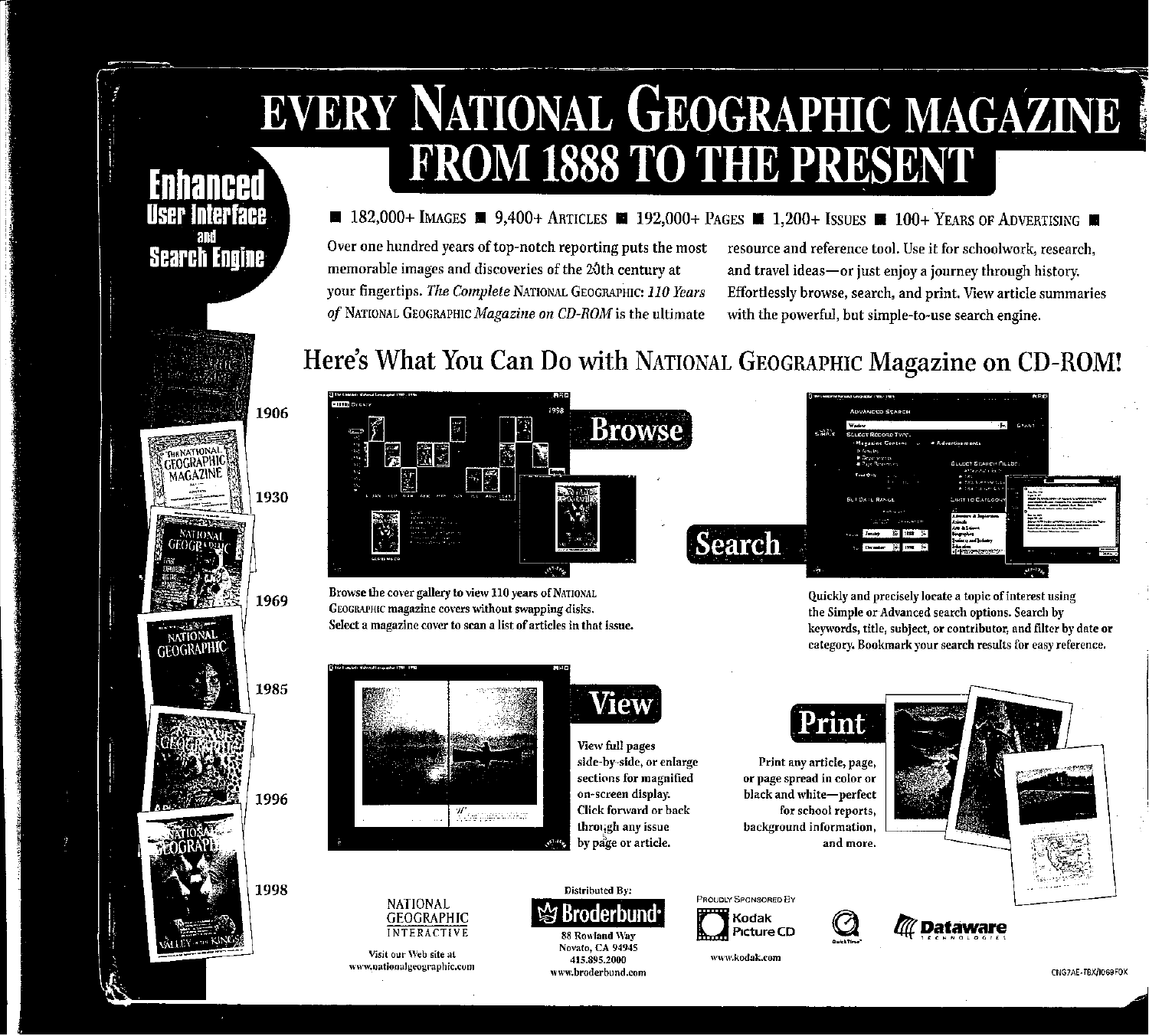# EVERY NATIONAL GEOGRAPHIC MAGAZINE FROM 1888 TO THE PRESENT

**Enhanced User Interface and Search Engine**

■ 182,000+ IMAGES ■ 9,400+ ARTICLES ■ 192,000+ PAGES ■ 1,200+ ISSUES ■ 100+ YEARS OF ADVERTISING ■

Over one hundred years of top-notch reporting puts the most memorable images and discoveries of the 20th century at your fingertips. *The Complete* NATIONAL GEOGRAPHIC: *110 Years of* NATIONAL GEOGRAPHIC *Magazine on CD-ROM* is the ultimate resource and reference tool. Use it for schoolwork, research, and travel ideas—or just enjoy a journey through history. Effortlessly browse, search, and print. View article summaries with the powerful, but simple-to-use search engine.

1906

1930

1969

1985

1996

1998

## Here's What You Can Do with NATIONAL GEOGRAPHIC Magazine on CD-ROM!

### Browse

**Browse the cover gallery to view 110 years of NATIONAL GEOGRAPHIC magazine covers without swapping disks. Select a magazine cover to scan a list of articles in that issue.**

### Search

**Quickly and precisely locate a topic of interest using the Simple or Advanced search options. Search by keywords, title, subject, or contributor, and filter by date or category. Bookmark your search results for easy reference.**

### View

**View full pages side-by-side, or enlarge sections for magnified on-screen display. Click forward or back through any issue by page or article.**

### Print

**Print any article, page, or page spread in color or black and white—perfect for school reports, background information, and more.**

NATIONAL GEOGRAPHIC INTERACTIVE

Visit our Web site at www.nationalgeographic.com

Distributed By:

**Broderbund**

88 Rowland Way
Novato, CA 94945
415.895.2000
www.broderbund.com

PROUDLY SPONSORED BY

Kodak Picture CD

www.kodak.com

QuickTime

Dataware TECHNOLOGIES

CNG7AE-TBX/1069FOX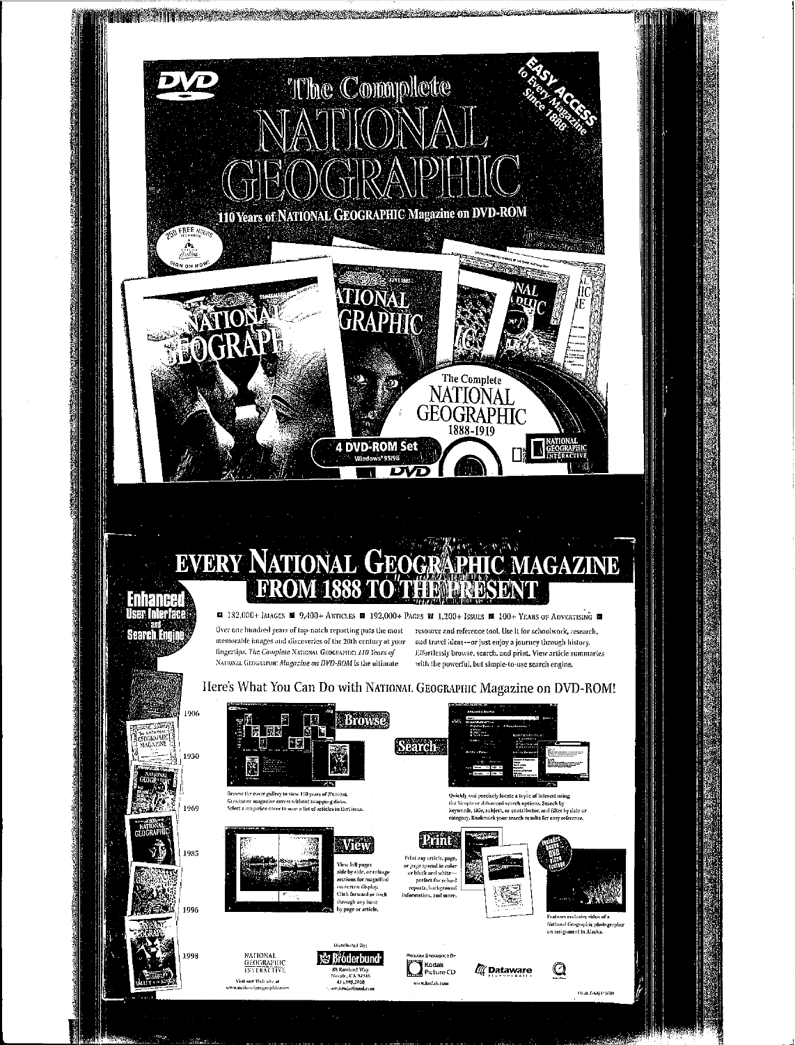DVD

# The Complete NATIONAL GEOGRAPHIC

EASY ACCESS to Every Magazine Since 1888

110 Years of NATIONAL GEOGRAPHIC Magazine on DVD-ROM

250 FREE HOURS SIGN ON NOW!

The Complete NATIONAL GEOGRAPHIC 1888-1919

4 DVD-ROM Set Windows® 95/98

NATIONAL GEOGRAPHIC INTERACTIVE

# EVERY NATIONAL GEOGRAPHIC MAGAZINE FROM 1888 TO THE PRESENT

Enhanced User Interface and Search Engine

■ 182,000+ IMAGES ■ 9,400+ ARTICLES ■ 192,000+ PAGES ■ 1,200+ ISSUES ■ 100+ YEARS OF ADVERTISING ■

Over one hundred years of top-notch reporting puts the most memorable images and discoveries of the 20th century at your fingertips. *The Complete NATIONAL GEOGRAPHIC: 110 Years of NATIONAL GEOGRAPHIC Magazine on DVD-ROM* is the ultimate resource and reference tool. Use it for schoolwork, research, and travel ideas—or just enjoy a journey through history. Effortlessly browse, search, and print. View article summaries with the powerful, but simple-to-use search engine.

## Here's What You Can Do with NATIONAL GEOGRAPHIC Magazine on DVD-ROM!

1906

1930

1969

1985

1996

1998

**Browse**

Browse the cover gallery to view 110 years of NATIONAL GEOGRAPHIC magazine covers without swapping disks. Select a magazine cover to view a list of articles in that issue.

**Search**

Quickly and precisely locate a topic of interest using the Simple or Advanced search options. Search by keywords, title, subject, or contributor, and filter by date or category. Bookmark your search results for easy reference.

**View**

View full pages side by side, or enlarge sections for magnified on-screen display. Click forward or back through any issue by page or article.

**Print**

Print any article, page, or page spread in color or black and white—perfect for school reports, background information, and more.

Features exclusive video of a National Geographic photographer on assignment in Alaska.

NATIONAL GEOGRAPHIC INTERACTIVE
Visit our Web site at www.nationalgeographic.com

Distributed By:
Brøderbund
88 Rowland Way
Novato, CA 94945
415.895.2000
www.broderbund.com

Proudly Sponsored By
Kodak Picture CD
www.kodak.com

Dataware